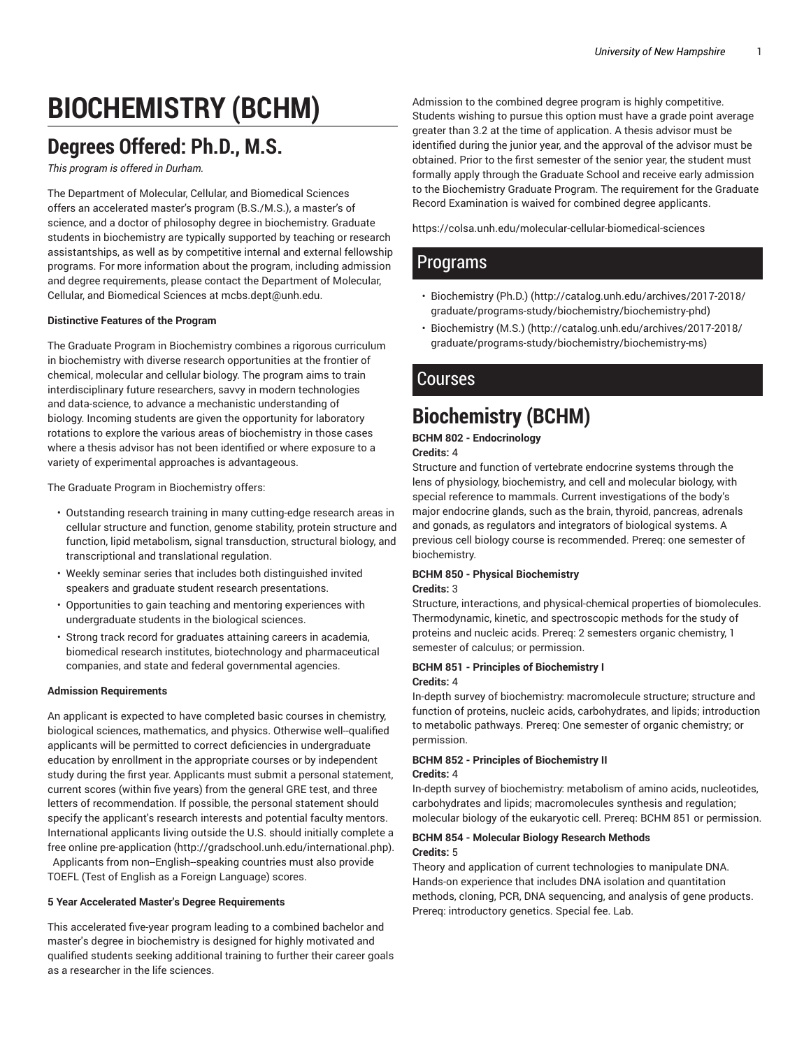# BIOCHEMISTRY (BCHM)

## Degrees Offered: Ph.D., M.S.

*This program is offered in Durham.*

The Department of Molecular, Cellular, and Biomedical Sciences offers an accelerated master's program (B.S./M.S.), a master's of science, and a doctor of philosophy degree in biochemistry. Graduate students in biochemistry are typically supported by teaching or research assistantships, as well as by competitive internal and external fellowship programs. For more information about the program, including admission and degree requirements, please contact the Department of Molecular, Cellular, and Biomedical Sciences at mcbs.dept@unh.edu.

**Distinctive Features of the Program**

The Graduate Program in Biochemistry combines a rigorous curriculum in biochemistry with diverse research opportunities at the frontier of chemical, molecular and cellular biology. The program aims to train interdisciplinary future researchers, savvy in modern technologies and data-science, to advance a mechanistic understanding of biology. Incoming students are given the opportunity for laboratory rotations to explore the various areas of biochemistry in those cases where a thesis advisor has not been identified or where exposure to a variety of experimental approaches is advantageous.

The Graduate Program in Biochemistry offers:

- Outstanding research training in many cutting-edge research areas in cellular structure and function, genome stability, protein structure and function, lipid metabolism, signal transduction, structural biology, and transcriptional and translational regulation.
- Weekly seminar series that includes both distinguished invited speakers and graduate student research presentations.
- Opportunities to gain teaching and mentoring experiences with undergraduate students in the biological sciences.
- Strong track record for graduates attaining careers in academia, biomedical research institutes, biotechnology and pharmaceutical companies, and state and federal governmental agencies.

**Admission Requirements**

An applicant is expected to have completed basic courses in chemistry, biological sciences, mathematics, and physics. Otherwise well--qualified applicants will be permitted to correct deficiencies in undergraduate education by enrollment in the appropriate courses or by independent study during the first year. Applicants must submit a personal statement, current scores (within five years) from the general GRE test, and three letters of recommendation. If possible, the personal statement should specify the applicant's research interests and potential faculty mentors. International applicants living outside the U.S. should initially complete a free online pre-application (http://gradschool.unh.edu/international.php). Applicants from non--English--speaking countries must also provide TOEFL (Test of English as a Foreign Language) scores.

**5 Year Accelerated Master's Degree Requirements**

This accelerated five-year program leading to a combined bachelor and master's degree in biochemistry is designed for highly motivated and qualified students seeking additional training to further their career goals as a researcher in the life sciences.

Admission to the combined degree program is highly competitive. Students wishing to pursue this option must have a grade point average greater than 3.2 at the time of application. A thesis advisor must be identified during the junior year, and the approval of the advisor must be obtained. Prior to the first semester of the senior year, the student must formally apply through the Graduate School and receive early admission to the Biochemistry Graduate Program. The requirement for the Graduate Record Examination is waived for combined degree applicants.

https://colsa.unh.edu/molecular-cellular-biomedical-sciences

## Programs

- Biochemistry (Ph.D.) (http://catalog.unh.edu/archives/2017-2018/graduate/programs-study/biochemistry/biochemistry-phd)
- Biochemistry (M.S.) (http://catalog.unh.edu/archives/2017-2018/graduate/programs-study/biochemistry/biochemistry-ms)

## Courses

# Biochemistry (BCHM)

**BCHM 802 - Endocrinology**
**Credits:** 4
Structure and function of vertebrate endocrine systems through the lens of physiology, biochemistry, and cell and molecular biology, with special reference to mammals. Current investigations of the body's major endocrine glands, such as the brain, thyroid, pancreas, adrenals and gonads, as regulators and integrators of biological systems. A previous cell biology course is recommended. Prereq: one semester of biochemistry.

**BCHM 850 - Physical Biochemistry**
**Credits:** 3
Structure, interactions, and physical-chemical properties of biomolecules. Thermodynamic, kinetic, and spectroscopic methods for the study of proteins and nucleic acids. Prereq: 2 semesters organic chemistry, 1 semester of calculus; or permission.

**BCHM 851 - Principles of Biochemistry I**
**Credits:** 4
In-depth survey of biochemistry: macromolecule structure; structure and function of proteins, nucleic acids, carbohydrates, and lipids; introduction to metabolic pathways. Prereq: One semester of organic chemistry; or permission.

**BCHM 852 - Principles of Biochemistry II**
**Credits:** 4
In-depth survey of biochemistry: metabolism of amino acids, nucleotides, carbohydrates and lipids; macromolecules synthesis and regulation; molecular biology of the eukaryotic cell. Prereq: BCHM 851 or permission.

**BCHM 854 - Molecular Biology Research Methods**
**Credits:** 5
Theory and application of current technologies to manipulate DNA. Hands-on experience that includes DNA isolation and quantitation methods, cloning, PCR, DNA sequencing, and analysis of gene products. Prereq: introductory genetics. Special fee. Lab.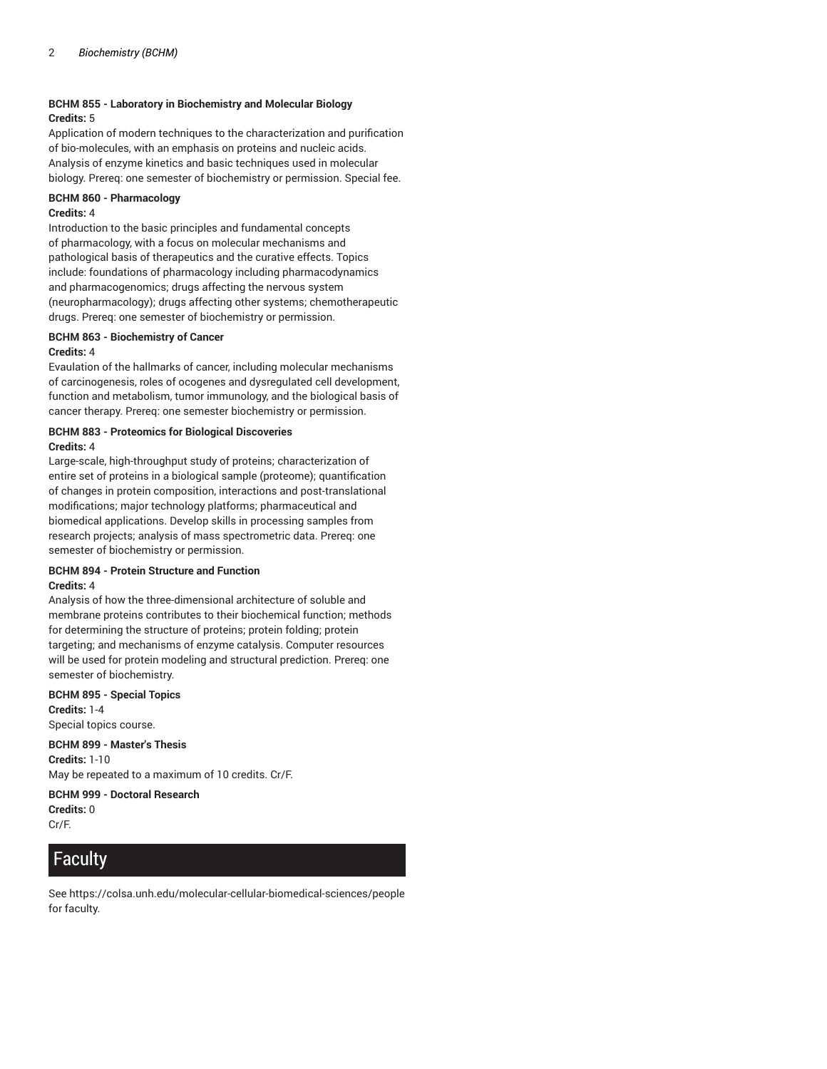**BCHM 855 - Laboratory in Biochemistry and Molecular Biology**
**Credits:** 5
Application of modern techniques to the characterization and purification of bio-molecules, with an emphasis on proteins and nucleic acids. Analysis of enzyme kinetics and basic techniques used in molecular biology. Prereq: one semester of biochemistry or permission. Special fee.

**BCHM 860 - Pharmacology**
**Credits:** 4
Introduction to the basic principles and fundamental concepts of pharmacology, with a focus on molecular mechanisms and pathological basis of therapeutics and the curative effects. Topics include: foundations of pharmacology including pharmacodynamics and pharmacogenomics; drugs affecting the nervous system (neuropharmacology); drugs affecting other systems; chemotherapeutic drugs. Prereq: one semester of biochemistry or permission.

**BCHM 863 - Biochemistry of Cancer**
**Credits:** 4
Evaulation of the hallmarks of cancer, including molecular mechanisms of carcinogenesis, roles of ocogenes and dysregulated cell development, function and metabolism, tumor immunology, and the biological basis of cancer therapy. Prereq: one semester biochemistry or permission.

**BCHM 883 - Proteomics for Biological Discoveries**
**Credits:** 4
Large-scale, high-throughput study of proteins; characterization of entire set of proteins in a biological sample (proteome); quantification of changes in protein composition, interactions and post-translational modifications; major technology platforms; pharmaceutical and biomedical applications. Develop skills in processing samples from research projects; analysis of mass spectrometric data. Prereq: one semester of biochemistry or permission.

**BCHM 894 - Protein Structure and Function**
**Credits:** 4
Analysis of how the three-dimensional architecture of soluble and membrane proteins contributes to their biochemical function; methods for determining the structure of proteins; protein folding; protein targeting; and mechanisms of enzyme catalysis. Computer resources will be used for protein modeling and structural prediction. Prereq: one semester of biochemistry.

**BCHM 895 - Special Topics**
**Credits:** 1-4
Special topics course.

**BCHM 899 - Master's Thesis**
**Credits:** 1-10
May be repeated to a maximum of 10 credits. Cr/F.

**BCHM 999 - Doctoral Research**
**Credits:** 0
Cr/F.

## Faculty

See https://colsa.unh.edu/molecular-cellular-biomedical-sciences/people for faculty.